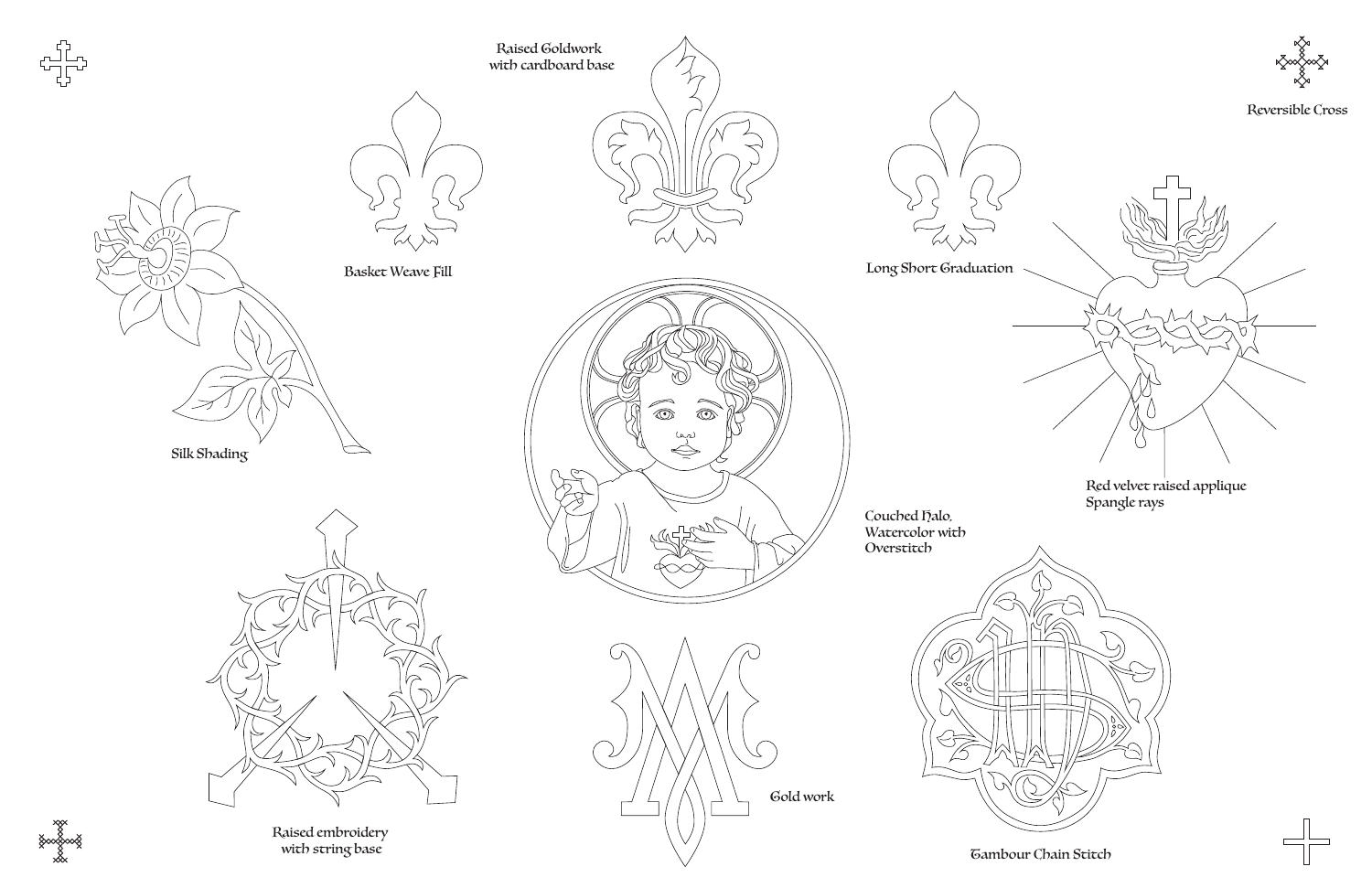Raised Goldwork with cardboard base

Reversible Cross

Basket Weave Fill

Long Short Graduation

Silk Shading

Red velvet raised applique
Spangle rays

Couched Halo, Watercolor with Overstitch

Gold work

Raised embroidery with string base

Tambour Chain Stitch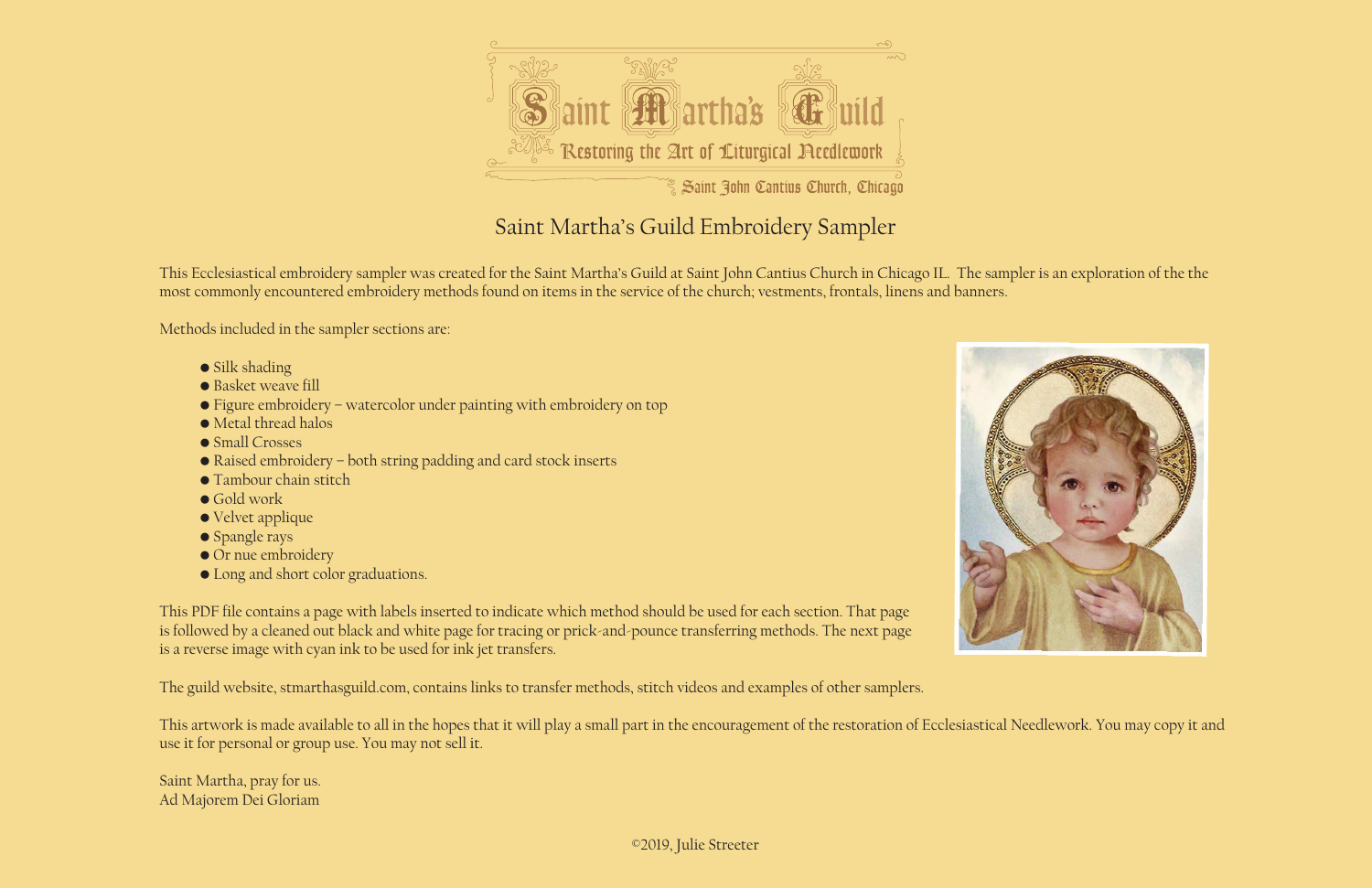Saint Martha's Guild
Restoring the Art of Liturgical Needlework
Saint John Cantius Church, Chicago

# Saint Martha's Guild Embroidery Sampler

This Ecclesiastical embroidery sampler was created for the Saint Martha's Guild at Saint John Cantius Church in Chicago IL. The sampler is an exploration of the the most commonly encountered embroidery methods found on items in the service of the church; vestments, frontals, linens and banners.

Methods included in the sampler sections are:

- Silk shading
- Basket weave fill
- Figure embroidery – watercolor under painting with embroidery on top
- Metal thread halos
- Small Crosses
- Raised embroidery – both string padding and card stock inserts
- Tambour chain stitch
- Gold work
- Velvet applique
- Spangle rays
- Or nue embroidery
- Long and short color graduations.

This PDF file contains a page with labels inserted to indicate which method should be used for each section. That page is followed by a cleaned out black and white page for tracing or prick-and-pounce transferring methods. The next page is a reverse image with cyan ink to be used for ink jet transfers.

The guild website, stmarthasguild.com, contains links to transfer methods, stitch videos and examples of other samplers.

This artwork is made available to all in the hopes that it will play a small part in the encouragement of the restoration of Ecclesiastical Needlework. You may copy it and use it for personal or group use. You may not sell it.

Saint Martha, pray for us.
Ad Majorem Dei Gloriam

©2019, Julie Streeter